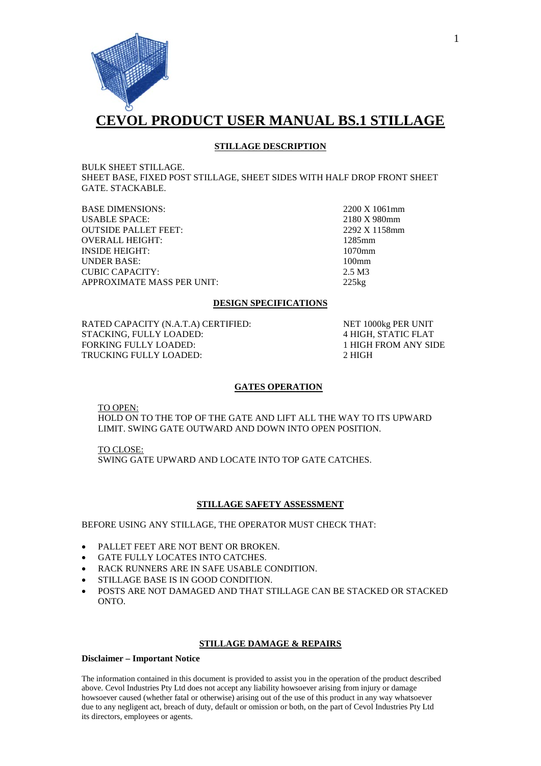# CEVOL PRODUCT USER MANUAL BS.1 STILLAGE

## STILLAGE DESCRIPTION

BULK SHEET STILLAGE.
SHEET BASE, FIXED POST STILLAGE, SHEET SIDES WITH HALF DROP FRONT SHEET GATE. STACKABLE.

| | |
|---|---|
| BASE DIMENSIONS: | 2200 X 1061mm |
| USABLE SPACE: | 2180 X 980mm |
| OUTSIDE PALLET FEET: | 2292 X 1158mm |
| OVERALL HEIGHT: | 1285mm |
| INSIDE HEIGHT: | 1070mm |
| UNDER BASE: | 100mm |
| CUBIC CAPACITY: | 2.5 M3 |
| APPROXIMATE MASS PER UNIT: | 225kg |

## DESIGN SPECIFICATIONS

| | |
|---|---|
| RATED CAPACITY (N.A.T.A) CERTIFIED: | NET 1000kg PER UNIT |
| STACKING, FULLY LOADED: | 4 HIGH, STATIC FLAT |
| FORKING FULLY LOADED: | 1 HIGH FROM ANY SIDE |
| TRUCKING FULLY LOADED: | 2 HIGH |

## GATES OPERATION

TO OPEN:
HOLD ON TO THE TOP OF THE GATE AND LIFT ALL THE WAY TO ITS UPWARD LIMIT. SWING GATE OUTWARD AND DOWN INTO OPEN POSITION.

TO CLOSE:
SWING GATE UPWARD AND LOCATE INTO TOP GATE CATCHES.

## STILLAGE SAFETY ASSESSMENT

BEFORE USING ANY STILLAGE, THE OPERATOR MUST CHECK THAT:

- PALLET FEET ARE NOT BENT OR BROKEN.
- GATE FULLY LOCATES INTO CATCHES.
- RACK RUNNERS ARE IN SAFE USABLE CONDITION.
- STILLAGE BASE IS IN GOOD CONDITION.
- POSTS ARE NOT DAMAGED AND THAT STILLAGE CAN BE STACKED OR STACKED ONTO.

## STILLAGE DAMAGE & REPAIRS

**Disclaimer – Important Notice**

The information contained in this document is provided to assist you in the operation of the product described above. Cevol Industries Pty Ltd does not accept any liability howsoever arising from injury or damage howsoever caused (whether fatal or otherwise) arising out of the use of this product in any way whatsoever due to any negligent act, breach of duty, default or omission or both, on the part of Cevol Industries Pty Ltd its directors, employees or agents.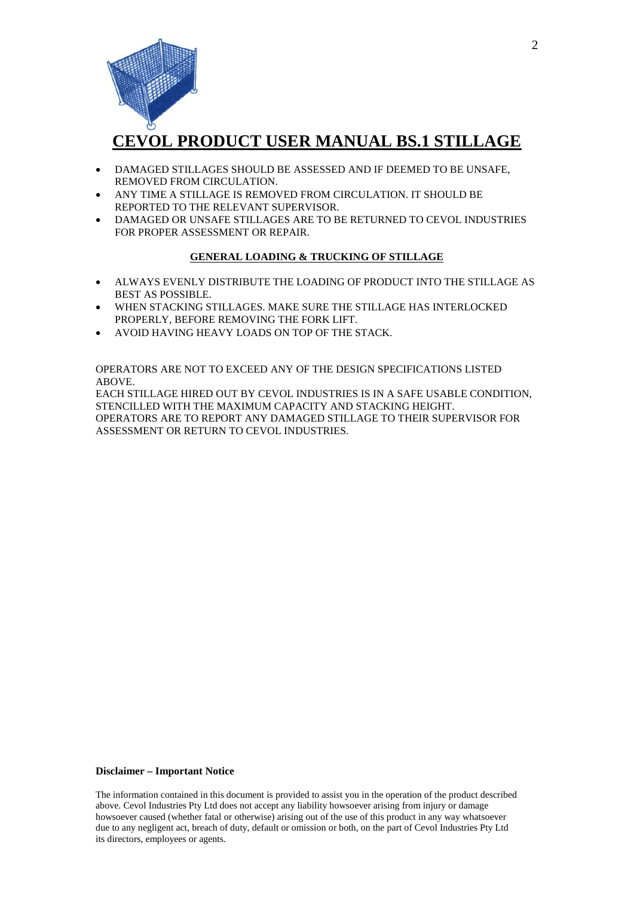# CEVOL PRODUCT USER MANUAL BS.1 STILLAGE

- DAMAGED STILLAGES SHOULD BE ASSESSED AND IF DEEMED TO BE UNSAFE, REMOVED FROM CIRCULATION.
- ANY TIME A STILLAGE IS REMOVED FROM CIRCULATION. IT SHOULD BE REPORTED TO THE RELEVANT SUPERVISOR.
- DAMAGED OR UNSAFE STILLAGES ARE TO BE RETURNED TO CEVOL INDUSTRIES FOR PROPER ASSESSMENT OR REPAIR.

## GENERAL LOADING & TRUCKING OF STILLAGE

- ALWAYS EVENLY DISTRIBUTE THE LOADING OF PRODUCT INTO THE STILLAGE AS BEST AS POSSIBLE.
- WHEN STACKING STILLAGES. MAKE SURE THE STILLAGE HAS INTERLOCKED PROPERLY, BEFORE REMOVING THE FORK LIFT.
- AVOID HAVING HEAVY LOADS ON TOP OF THE STACK.

OPERATORS ARE NOT TO EXCEED ANY OF THE DESIGN SPECIFICATIONS LISTED ABOVE.
EACH STILLAGE HIRED OUT BY CEVOL INDUSTRIES IS IN A SAFE USABLE CONDITION, STENCILLED WITH THE MAXIMUM CAPACITY AND STACKING HEIGHT.
OPERATORS ARE TO REPORT ANY DAMAGED STILLAGE TO THEIR SUPERVISOR FOR ASSESSMENT OR RETURN TO CEVOL INDUSTRIES.

**Disclaimer – Important Notice**

The information contained in this document is provided to assist you in the operation of the product described above. Cevol Industries Pty Ltd does not accept any liability howsoever arising from injury or damage howsoever caused (whether fatal or otherwise) arising out of the use of this product in any way whatsoever due to any negligent act, breach of duty, default or omission or both, on the part of Cevol Industries Pty Ltd its directors, employees or agents.